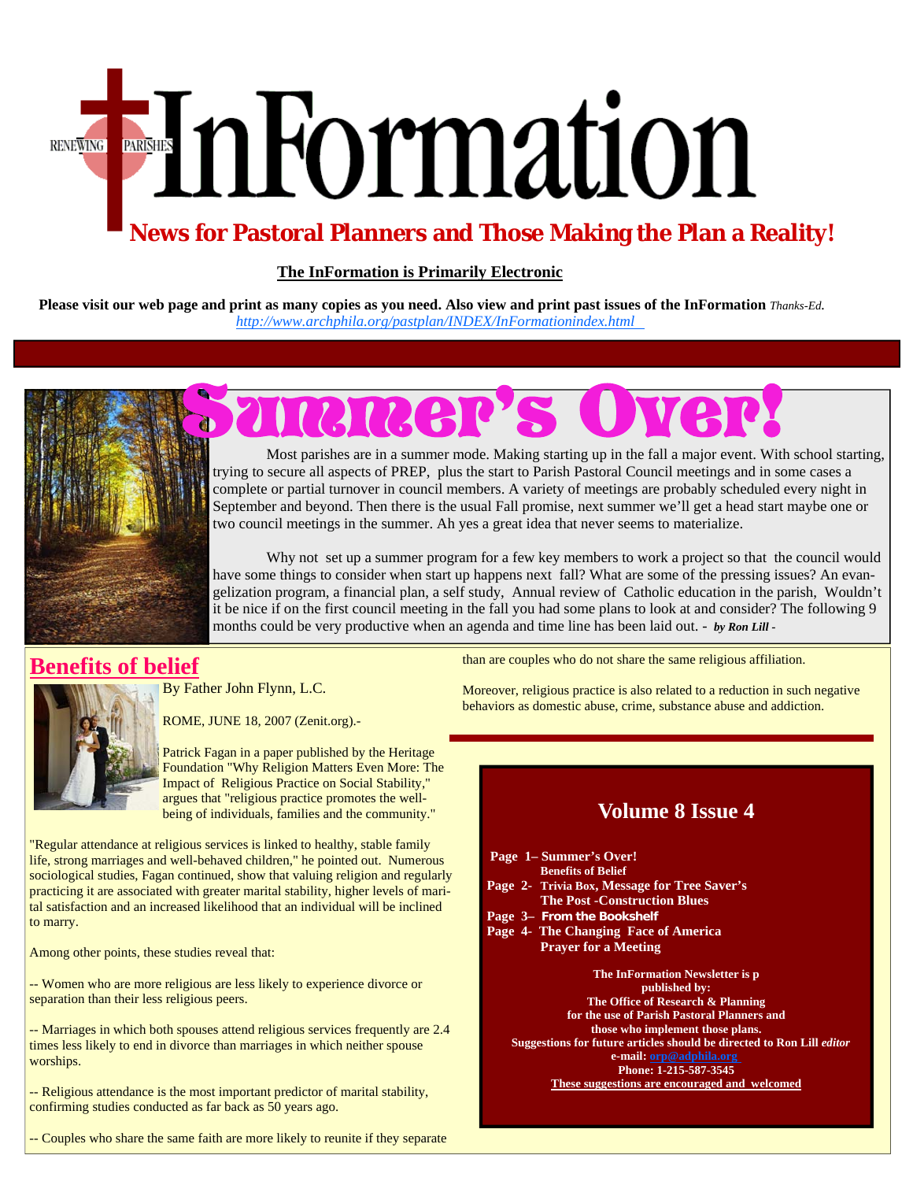# InFormation

RENEWING PARISHES

**News for Pastoral Planners and Those Making the Plan a Reality!**

**The InFormation is Primarily Electronic**

**Please visit our web page and print as many copies as you need. Also view and print past issues of the InFormation** *Thanks-Ed.*
http://www.archphila.org/pastplan/INDEX/InFormationindex.html

## Summer's Over!

Most parishes are in a summer mode. Making starting up in the fall a major event. With school starting, trying to secure all aspects of PREP, plus the start to Parish Pastoral Council meetings and in some cases a complete or partial turnover in council members. A variety of meetings are probably scheduled every night in September and beyond. Then there is the usual Fall promise, next summer we'll get a head start maybe one or two council meetings in the summer. Ah yes a great idea that never seems to materialize.

Why not set up a summer program for a few key members to work a project so that the council would have some things to consider when start up happens next fall? What are some of the pressing issues? An evangelization program, a financial plan, a self study, Annual review of Catholic education in the parish, Wouldn't it be nice if on the first council meeting in the fall you had some plans to look at and consider? The following 9 months could be very productive when an agenda and time line has been laid out. - ***by Ron Lill -***

## Benefits of belief

By Father John Flynn, L.C.

ROME, JUNE 18, 2007 (Zenit.org).-

Patrick Fagan in a paper published by the Heritage Foundation "Why Religion Matters Even More: The Impact of Religious Practice on Social Stability," argues that "religious practice promotes the well-being of individuals, families and the community."

"Regular attendance at religious services is linked to healthy, stable family life, strong marriages and well-behaved children," he pointed out. Numerous sociological studies, Fagan continued, show that valuing religion and regularly practicing it are associated with greater marital stability, higher levels of marital satisfaction and an increased likelihood that an individual will be inclined to marry.

Among other points, these studies reveal that:

-- Women who are more religious are less likely to experience divorce or separation than their less religious peers.

-- Marriages in which both spouses attend religious services frequently are 2.4 times less likely to end in divorce than marriages in which neither spouse worships.

-- Religious attendance is the most important predictor of marital stability, confirming studies conducted as far back as 50 years ago.

-- Couples who share the same faith are more likely to reunite if they separate than are couples who do not share the same religious affiliation.

Moreover, religious practice is also related to a reduction in such negative behaviors as domestic abuse, crime, substance abuse and addiction.

## Volume 8 Issue 4

**Page 1– Summer's Over!**
**Benefits of Belief**
**Page 2- Trivia Box, Message for Tree Saver's**
**The Post -Construction Blues**
**Page 3– From the Bookshelf**
**Page 4- The Changing Face of America**
**Prayer for a Meeting**

**The InFormation Newsletter is p published by:**
**The Office of Research & Planning**
**for the use of Parish Pastoral Planners and those who implement those plans.**
**Suggestions for future articles should be directed to Ron Lill** ***editor***
**e-mail: orp@adphila.org**
**Phone: 1-215-587-3545**
**These suggestions are encouraged and welcomed**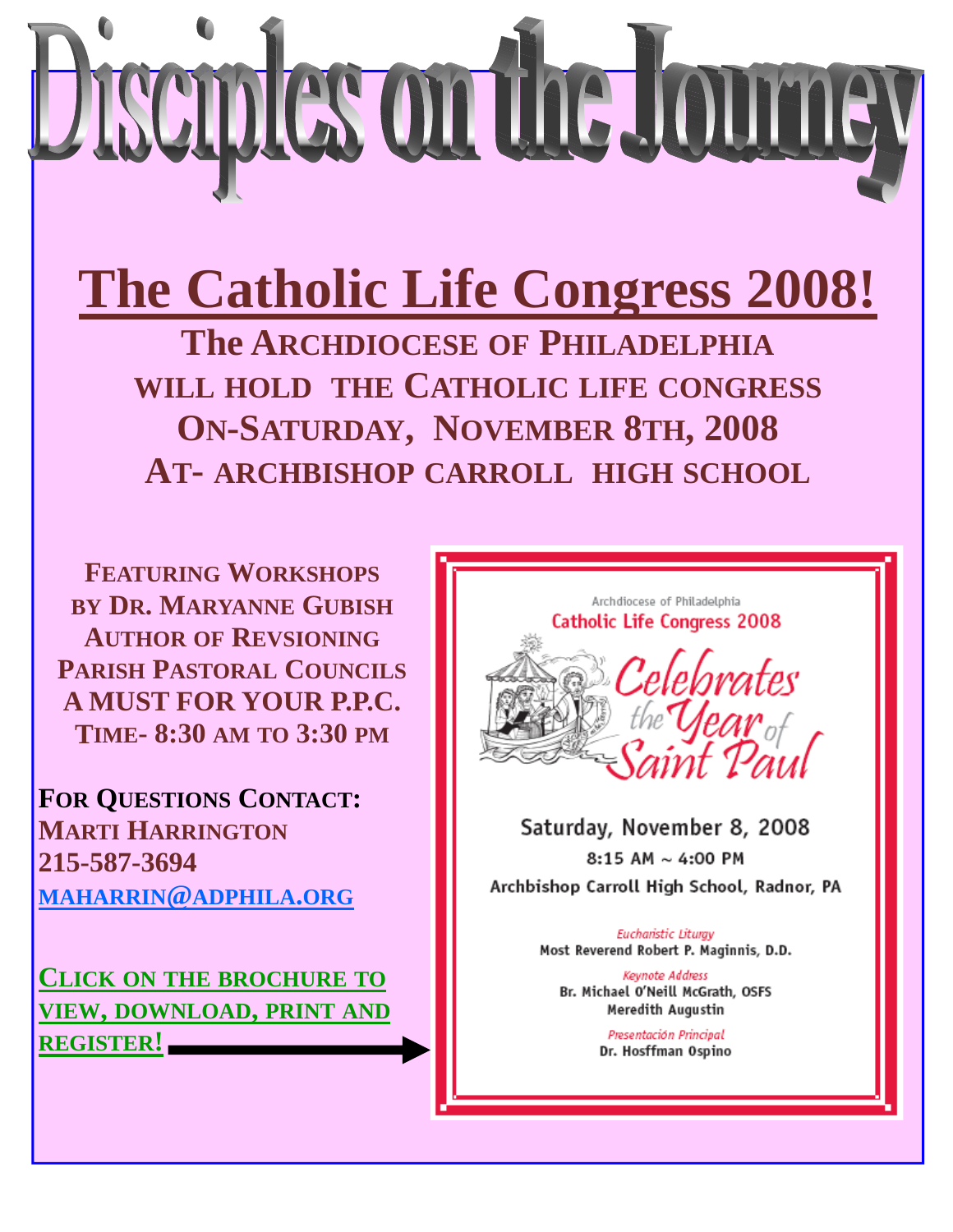# Disciples on the Journey

## The Catholic Life Congress 2008!

**The ARCHDIOCESE OF PHILADELPHIA WILL HOLD THE CATHOLIC LIFE CONGRESS ON-SATURDAY, NOVEMBER 8TH, 2008 AT- ARCHBISHOP CARROLL HIGH SCHOOL**

**FEATURING WORKSHOPS BY DR. MARYANNE GUBISH AUTHOR OF REVSIONING PARISH PASTORAL COUNCILS A MUST FOR YOUR P.P.C. TIME- 8:30 AM TO 3:30 PM**

**FOR QUESTIONS CONTACT:**
**MARTI HARRINGTON**
**215-587-3694**
**MAHARRIN@ADPHILA.ORG**

**CLICK ON THE BROCHURE TO VIEW, DOWNLOAD, PRINT AND REGISTER!**

Archdiocese of Philadelphia
Catholic Life Congress 2008

*Celebrates the Year of Saint Paul*

Saturday, November 8, 2008
8:15 AM ~ 4:00 PM
Archbishop Carroll High School, Radnor, PA

*Eucharistic Liturgy*
Most Reverend Robert P. Maginnis, D.D.

*Keynote Address*
Br. Michael O'Neill McGrath, OSFS
Meredith Augustin

*Presentación Principal*
Dr. Hosffman Ospino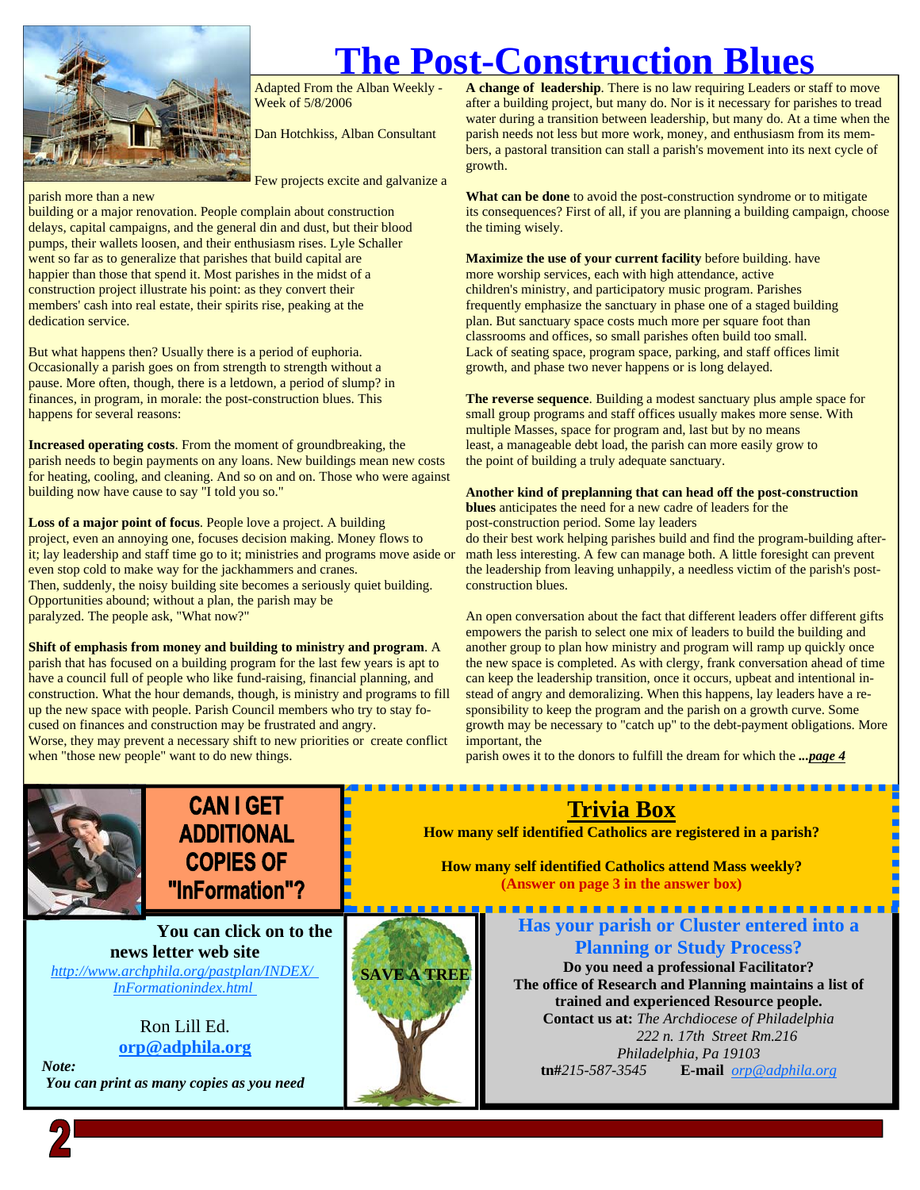# The Post-Construction Blues

Adapted From the Alban Weekly - Week of 5/8/2006

Dan Hotchkiss, Alban Consultant

Few projects excite and galvanize a parish more than a new building or a major renovation. People complain about construction delays, capital campaigns, and the general din and dust, but their blood pumps, their wallets loosen, and their enthusiasm rises. Lyle Schaller went so far as to generalize that parishes that build capital are happier than those that spend it. Most parishes in the midst of a construction project illustrate his point: as they convert their members' cash into real estate, their spirits rise, peaking at the dedication service.

But what happens then? Usually there is a period of euphoria. Occasionally a parish goes on from strength to strength without a pause. More often, though, there is a letdown, a period of slump? in finances, in program, in morale: the post-construction blues. This happens for several reasons:

**Increased operating costs**. From the moment of groundbreaking, the parish needs to begin payments on any loans. New buildings mean new costs for heating, cooling, and cleaning. And so on and on. Those who were against building now have cause to say "I told you so."

**Loss of a major point of focus**. People love a project. A building project, even an annoying one, focuses decision making. Money flows to it; lay leadership and staff time go to it; ministries and programs move aside or even stop cold to make way for the jackhammers and cranes. Then, suddenly, the noisy building site becomes a seriously quiet building. Opportunities abound; without a plan, the parish may be paralyzed. The people ask, "What now?"

**Shift of emphasis from money and building to ministry and program**. A parish that has focused on a building program for the last few years is apt to have a council full of people who like fund-raising, financial planning, and construction. What the hour demands, though, is ministry and programs to fill up the new space with people. Parish Council members who try to stay focused on finances and construction may be frustrated and angry. Worse, they may prevent a necessary shift to new priorities or create conflict when "those new people" want to do new things.

**A change of leadership**. There is no law requiring Leaders or staff to move after a building project, but many do. Nor is it necessary for parishes to tread water during a transition between leadership, but many do. At a time when the parish needs not less but more work, money, and enthusiasm from its members, a pastoral transition can stall a parish's movement into its next cycle of growth.

**What can be done** to avoid the post-construction syndrome or to mitigate its consequences? First of all, if you are planning a building campaign, choose the timing wisely.

**Maximize the use of your current facility** before building. have more worship services, each with high attendance, active children's ministry, and participatory music program. Parishes frequently emphasize the sanctuary in phase one of a staged building plan. But sanctuary space costs much more per square foot than classrooms and offices, so small parishes often build too small. Lack of seating space, program space, parking, and staff offices limit growth, and phase two never happens or is long delayed.

**The reverse sequence**. Building a modest sanctuary plus ample space for small group programs and staff offices usually makes more sense. With multiple Masses, space for program and, last but by no means least, a manageable debt load, the parish can more easily grow to the point of building a truly adequate sanctuary.

**Another kind of preplanning that can head off the post-construction blues** anticipates the need for a new cadre of leaders for the post-construction period. Some lay leaders do their best work helping parishes build and find the program-building aftermath less interesting. A few can manage both. A little foresight can prevent the leadership from leaving unhappily, a needless victim of the parish's post-construction blues.

An open conversation about the fact that different leaders offer different gifts empowers the parish to select one mix of leaders to build the building and another group to plan how ministry and program will ramp up quickly once the new space is completed. As with clergy, frank conversation ahead of time can keep the leadership transition, once it occurs, upbeat and intentional instead of angry and demoralizing. When this happens, lay leaders have a responsibility to keep the program and the parish on a growth curve. Some growth may be necessary to "catch up" to the debt-payment obligations. More important, the parish owes it to the donors to fulfill the dream for which the ***...page 4***

## CAN I GET ADDITIONAL COPIES OF "InFormation"?

**You can click on to the news letter web site**

*http://www.archphila.org/pastplan/INDEX/InFormationindex.html*

Ron Lill Ed.

**orp@adphila.org**

***Note:***
***You can print as many copies as you need***

## Trivia Box

**How many self identified Catholics are registered in a parish?**

**How many self identified Catholics attend Mass weekly?**

**(Answer on page 3 in the answer box)**

SAVE A TREE

## Has your parish or Cluster entered into a Planning or Study Process?

**Do you need a professional Facilitator?**
**The office of Research and Planning maintains a list of trained and experienced Resource people.**

**Contact us at:** *The Archdiocese of Philadelphia*
*222 n. 17th Street Rm.216*
*Philadelphia, Pa 19103*

**tn#***215-587-3545* **E-mail** *orp@adphila.org*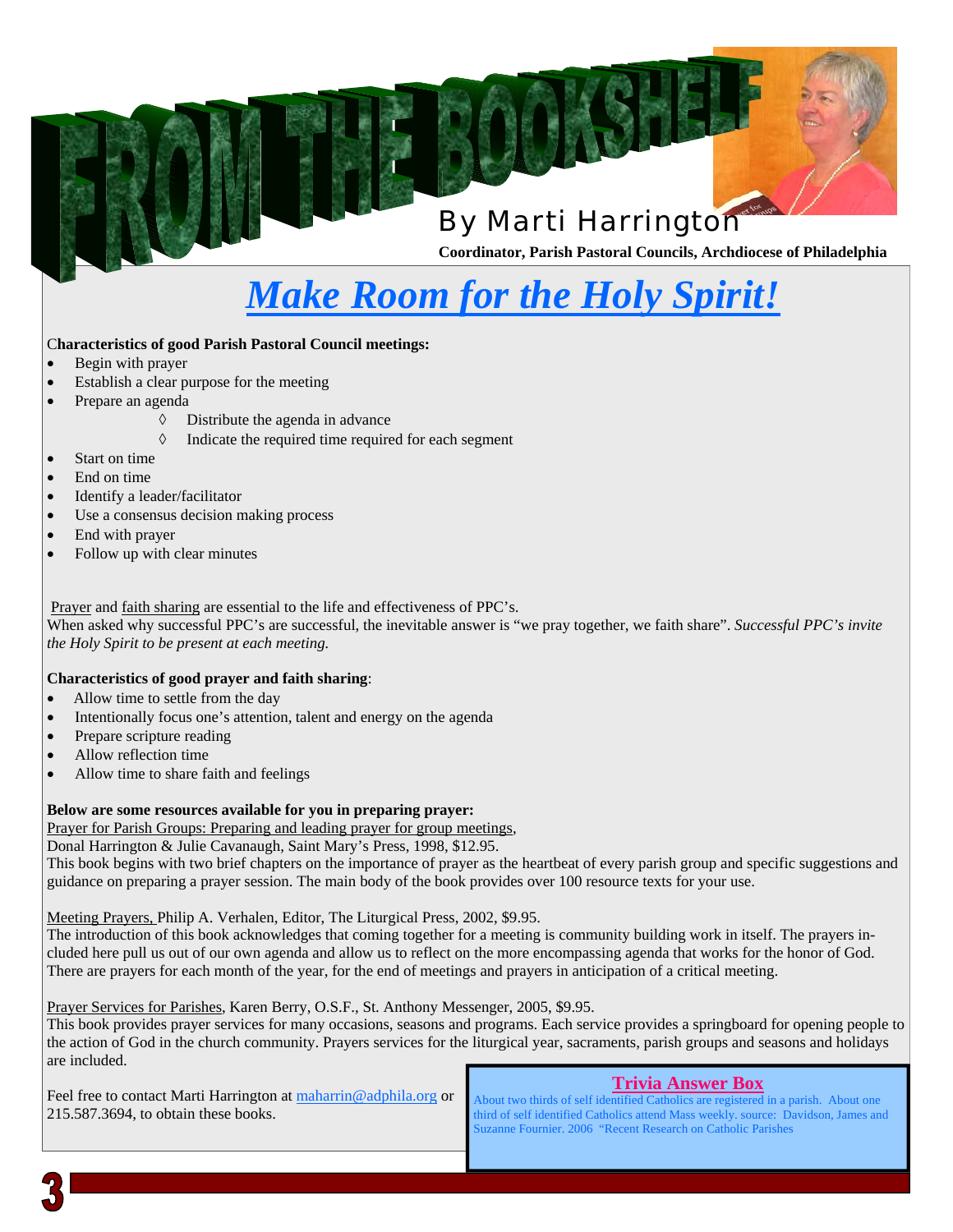# FROM THE BOOKSHELF

By Marti Harrington

**Coordinator, Parish Pastoral Councils, Archdiocese of Philadelphia**

## *Make Room for the Holy Spirit!*

**Characteristics of good Parish Pastoral Council meetings:**

- Begin with prayer
- Establish a clear purpose for the meeting
- Prepare an agenda
    - ◊ Distribute the agenda in advance
    - ◊ Indicate the required time required for each segment
- Start on time
- End on time
- Identify a leader/facilitator
- Use a consensus decision making process
- End with prayer
- Follow up with clear minutes

Prayer and faith sharing are essential to the life and effectiveness of PPC's.
When asked why successful PPC's are successful, the inevitable answer is "we pray together, we faith share". *Successful PPC's invite the Holy Spirit to be present at each meeting.*

**Characteristics of good prayer and faith sharing**:

- Allow time to settle from the day
- Intentionally focus one's attention, talent and energy on the agenda
- Prepare scripture reading
- Allow reflection time
- Allow time to share faith and feelings

**Below are some resources available for you in preparing prayer:**

Prayer for Parish Groups: Preparing and leading prayer for group meetings,
Donal Harrington & Julie Cavanaugh, Saint Mary's Press, 1998, $12.95.
This book begins with two brief chapters on the importance of prayer as the heartbeat of every parish group and specific suggestions and guidance on preparing a prayer session. The main body of the book provides over 100 resource texts for your use.

Meeting Prayers, Philip A. Verhalen, Editor, The Liturgical Press, 2002, $9.95.
The introduction of this book acknowledges that coming together for a meeting is community building work in itself. The prayers included here pull us out of our own agenda and allow us to reflect on the more encompassing agenda that works for the honor of God. There are prayers for each month of the year, for the end of meetings and prayers in anticipation of a critical meeting.

Prayer Services for Parishes, Karen Berry, O.S.F., St. Anthony Messenger, 2005, $9.95.
This book provides prayer services for many occasions, seasons and programs. Each service provides a springboard for opening people to the action of God in the church community. Prayers services for the liturgical year, sacraments, parish groups and seasons and holidays are included.

Feel free to contact Marti Harrington at maharrin@adphila.org or 215.587.3694, to obtain these books.

**Trivia Answer Box**

About two thirds of self identified Catholics are registered in a parish. About one third of self identified Catholics attend Mass weekly. source: Davidson, James and Suzanne Fournier. 2006 "Recent Research on Catholic Parishes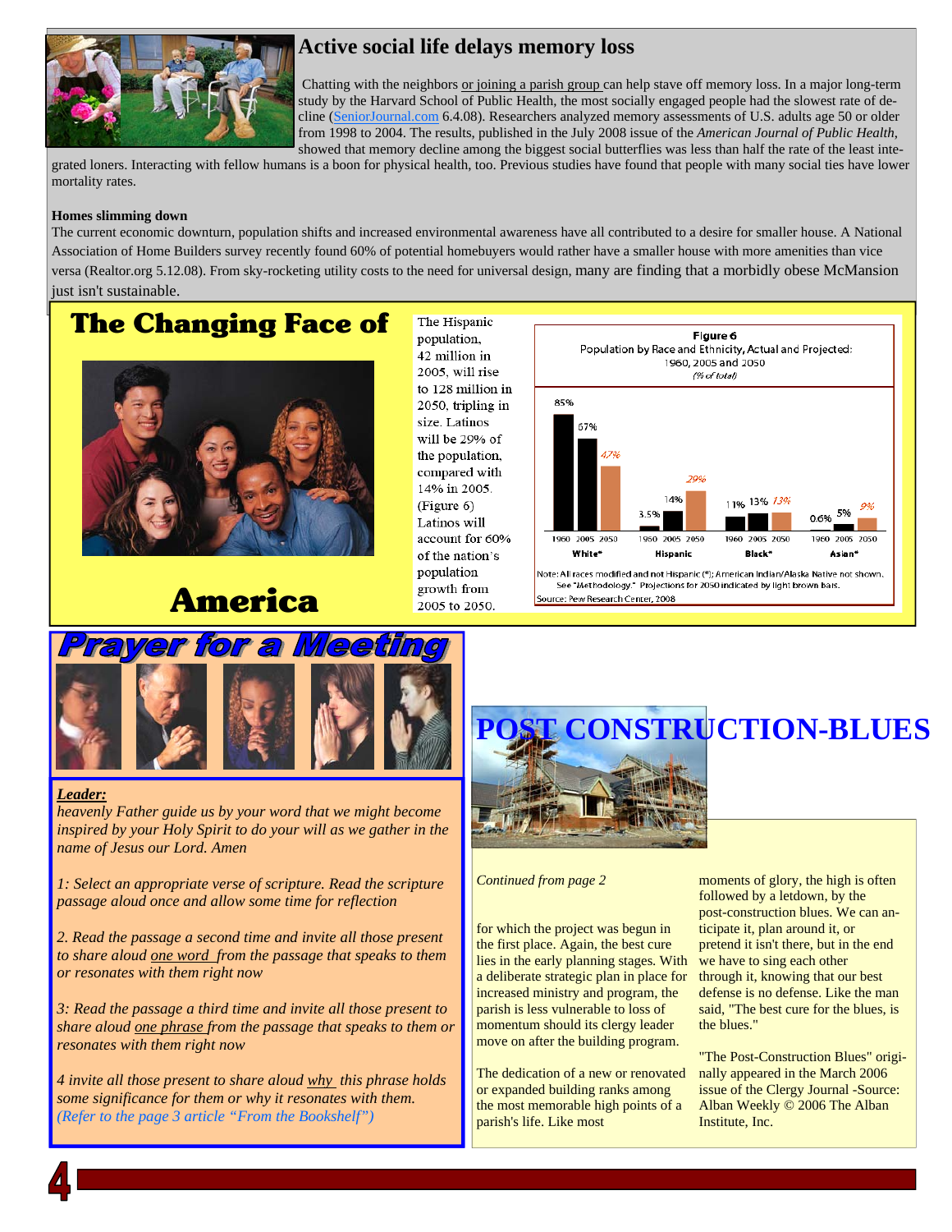## Active social life delays memory loss

Chatting with the neighbors or joining a parish group can help stave off memory loss. In a major long-term study by the Harvard School of Public Health, the most socially engaged people had the slowest rate of decline (SeniorJournal.com 6.4.08). Researchers analyzed memory assessments of U.S. adults age 50 or older from 1998 to 2004. The results, published in the July 2008 issue of the *American Journal of Public Health*, showed that memory decline among the biggest social butterflies was less than half the rate of the least integrated loners. Interacting with fellow humans is a boon for physical health, too. Previous studies have found that people with many social ties have lower mortality rates.

**Homes slimming down**

The current economic downturn, population shifts and increased environmental awareness have all contributed to a desire for smaller house. A National Association of Home Builders survey recently found 60% of potential homebuyers would rather have a smaller house with more amenities than vice versa (Realtor.org 5.12.08). From sky-rocketing utility costs to the need for universal design, many are finding that a morbidly obese McMansion just isn't sustainable.

## The Changing Face of America

The Hispanic population, 42 million in 2005, will rise to 128 million in 2050, tripling in size. Latinos will be 29% of the population, compared with 14% in 2005. (Figure 6) Latinos will account for 60% of the nation's population growth from 2005 to 2050.

Figure 6
Population by Race and Ethnicity, Actual and Projected: 1960, 2005 and 2050
(% of total)

85%
67%
47%
3.5%
14%
29%
11%
13%
13%
0.6%
5%
9%

1960 2005 2050 White*
1960 2005 2050 Hispanic
1960 2005 2050 Black*
1960 2005 2050 Asian*

Note: All races modified and not Hispanic (*); American Indian/Alaska Native not shown. See "Methodology." Projections for 2050 indicated by light brown bars.
Source: Pew Research Center, 2008

## Prayer for a Meeting

***Leader:***
*heavenly Father guide us by your word that we might become inspired by your Holy Spirit to do your will as we gather in the name of Jesus our Lord. Amen*

*1: Select an appropriate verse of scripture. Read the scripture passage aloud once and allow some time for reflection*

*2. Read the passage a second time and invite all those present to share aloud one word from the passage that speaks to them or resonates with them right now*

*3: Read the passage a third time and invite all those present to share aloud one phrase from the passage that speaks to them or resonates with them right now*

*4 invite all those present to share aloud why this phrase holds some significance for them or why it resonates with them. (Refer to the page 3 article "From the Bookshelf")*

## POST CONSTRUCTION-BLUES

*Continued from page 2*

for which the project was begun in the first place. Again, the best cure lies in the early planning stages. With a deliberate strategic plan in place for increased ministry and program, the parish is less vulnerable to loss of momentum should its clergy leader move on after the building program.

The dedication of a new or renovated or expanded building ranks among the most memorable high points of a parish's life. Like most moments of glory, the high is often followed by a letdown, by the post-construction blues. We can anticipate it, plan around it, or pretend it isn't there, but in the end we have to sing each other through it, knowing that our best defense is no defense. Like the man said, "The best cure for the blues, is the blues."

"The Post-Construction Blues" originally appeared in the March 2006 issue of the Clergy Journal -Source: Alban Weekly © 2006 The Alban Institute, Inc.